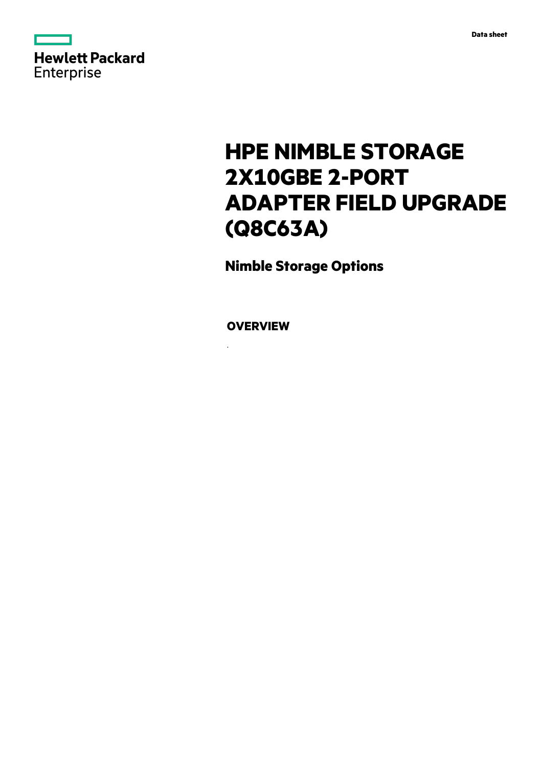Data sheet

Hewlett Packard Enterprise

# HPE NIMBLE STORAGE 2X10GBE 2-PORT ADAPTER FIELD UPGRADE (Q8C63A)

## Nimble Storage Options

### OVERVIEW

.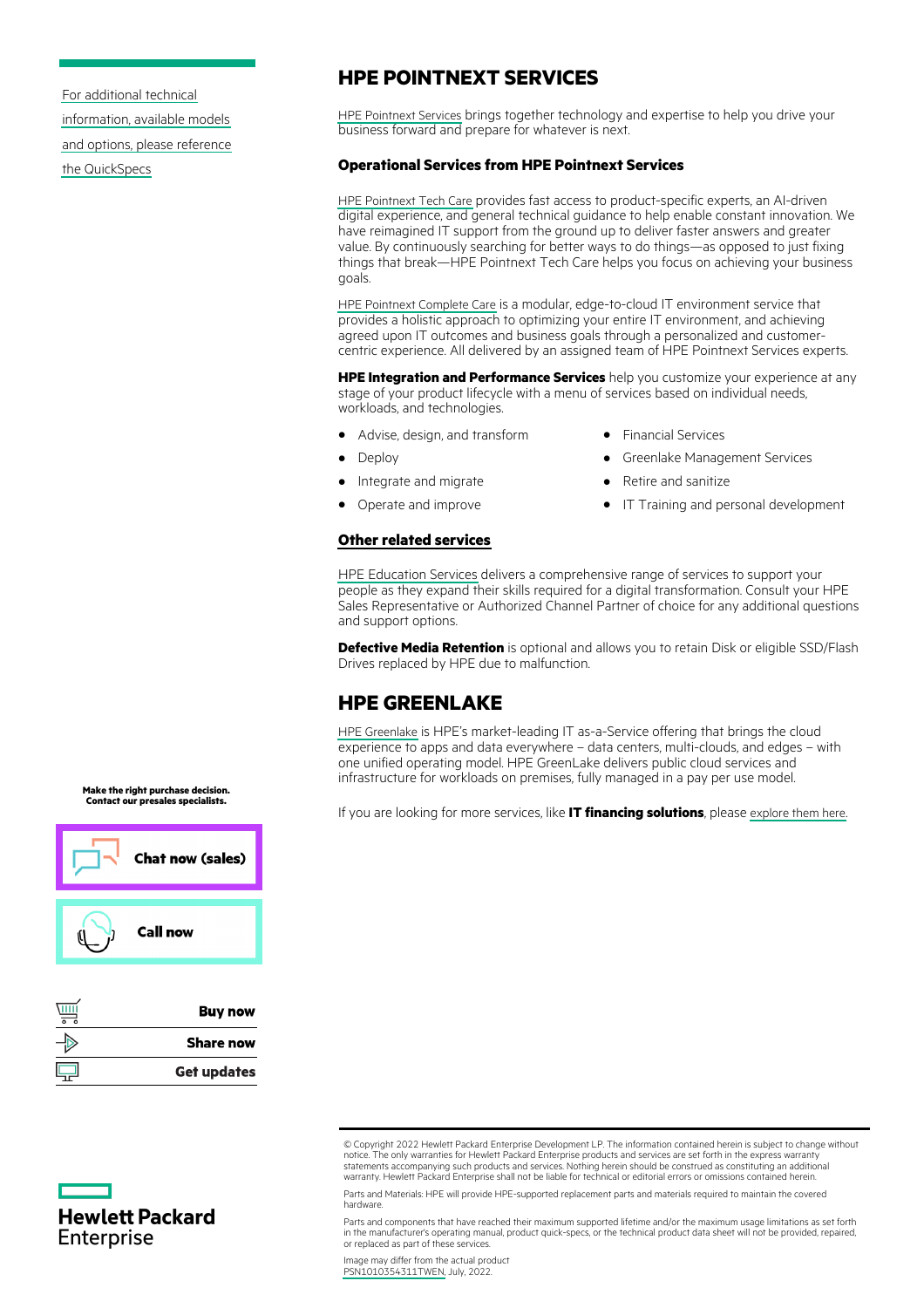For additional technical information, available models and options, please reference the QuickSpecs

## HPE POINTNEXT SERVICES

HPE Pointnext Services brings together technology and expertise to help you drive your business forward and prepare for whatever is next.

### Operational Services from HPE Pointnext Services

HPE Pointnext Tech Care provides fast access to product-specific experts, an AI-driven digital experience, and general technical guidance to help enable constant innovation. We have reimagined IT support from the ground up to deliver faster answers and greater value. By continuously searching for better ways to do things—as opposed to just fixing things that break—HPE Pointnext Tech Care helps you focus on achieving your business goals.

HPE Pointnext Complete Care is a modular, edge-to-cloud IT environment service that provides a holistic approach to optimizing your entire IT environment, and achieving agreed upon IT outcomes and business goals through a personalized and customer-centric experience. All delivered by an assigned team of HPE Pointnext Services experts.

**HPE Integration and Performance Services** help you customize your experience at any stage of your product lifecycle with a menu of services based on individual needs, workloads, and technologies.

- Advise, design, and transform
- Deploy
- Integrate and migrate
- Operate and improve
- Financial Services
- Greenlake Management Services
- Retire and sanitize
- IT Training and personal development

### Other related services

HPE Education Services delivers a comprehensive range of services to support your people as they expand their skills required for a digital transformation. Consult your HPE Sales Representative or Authorized Channel Partner of choice for any additional questions and support options.

**Defective Media Retention** is optional and allows you to retain Disk or eligible SSD/Flash Drives replaced by HPE due to malfunction.

## HPE GREENLAKE

HPE Greenlake is HPE's market-leading IT as-a-Service offering that brings the cloud experience to apps and data everywhere – data centers, multi-clouds, and edges – with one unified operating model. HPE GreenLake delivers public cloud services and infrastructure for workloads on premises, fully managed in a pay per use model.

If you are looking for more services, like **IT financing solutions**, please explore them here.

**Make the right purchase decision. Contact our presales specialists.**

Chat now (sales)

Call now

Buy now

Share now

Get updates

Hewlett Packard Enterprise

© Copyright 2022 Hewlett Packard Enterprise Development LP. The information contained herein is subject to change without notice. The only warranties for Hewlett Packard Enterprise products and services are set forth in the express warranty statements accompanying such products and services. Nothing herein should be construed as constituting an additional warranty. Hewlett Packard Enterprise shall not be liable for technical or editorial errors or omissions contained herein.

Parts and Materials: HPE will provide HPE-supported replacement parts and materials required to maintain the covered hardware.

Parts and components that have reached their maximum supported lifetime and/or the maximum usage limitations as set forth in the manufacturer's operating manual, product quick-specs, or the technical product data sheet will not be provided, repaired, or replaced as part of these services.

Image may differ from the actual product

PSN1010354311TWEN, July, 2022.